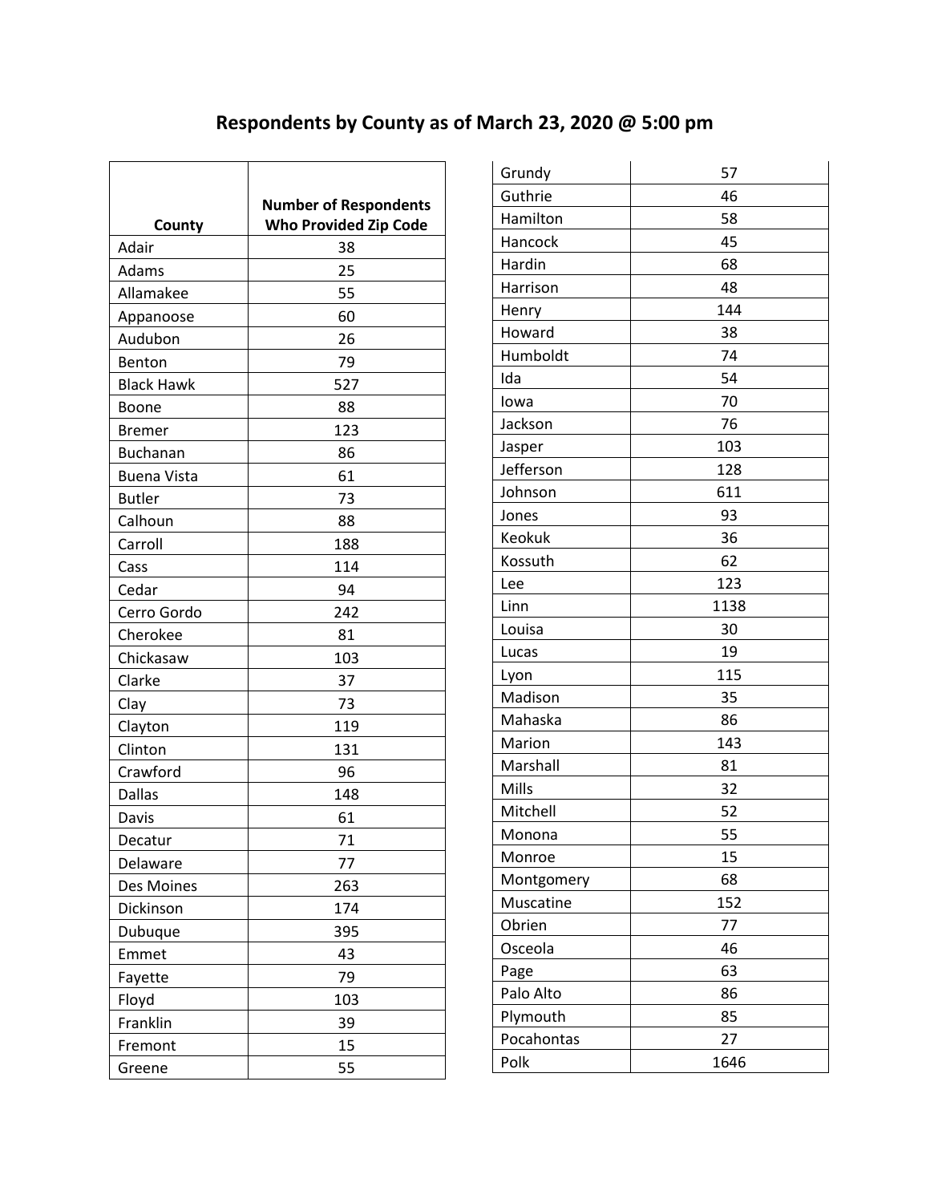# Respondents by County as of March 23, 2020 @ 5:00 pm

| County | Number of Respondents Who Provided Zip Code |
|---|---|
| Adair | 38 |
| Adams | 25 |
| Allamakee | 55 |
| Appanoose | 60 |
| Audubon | 26 |
| Benton | 79 |
| Black Hawk | 527 |
| Boone | 88 |
| Bremer | 123 |
| Buchanan | 86 |
| Buena Vista | 61 |
| Butler | 73 |
| Calhoun | 88 |
| Carroll | 188 |
| Cass | 114 |
| Cedar | 94 |
| Cerro Gordo | 242 |
| Cherokee | 81 |
| Chickasaw | 103 |
| Clarke | 37 |
| Clay | 73 |
| Clayton | 119 |
| Clinton | 131 |
| Crawford | 96 |
| Dallas | 148 |
| Davis | 61 |
| Decatur | 71 |
| Delaware | 77 |
| Des Moines | 263 |
| Dickinson | 174 |
| Dubuque | 395 |
| Emmet | 43 |
| Fayette | 79 |
| Floyd | 103 |
| Franklin | 39 |
| Fremont | 15 |
| Greene | 55 |
| Grundy | 57 |
| Guthrie | 46 |
| Hamilton | 58 |
| Hancock | 45 |
| Hardin | 68 |
| Harrison | 48 |
| Henry | 144 |
| Howard | 38 |
| Humboldt | 74 |
| Ida | 54 |
| Iowa | 70 |
| Jackson | 76 |
| Jasper | 103 |
| Jefferson | 128 |
| Johnson | 611 |
| Jones | 93 |
| Keokuk | 36 |
| Kossuth | 62 |
| Lee | 123 |
| Linn | 1138 |
| Louisa | 30 |
| Lucas | 19 |
| Lyon | 115 |
| Madison | 35 |
| Mahaska | 86 |
| Marion | 143 |
| Marshall | 81 |
| Mills | 32 |
| Mitchell | 52 |
| Monona | 55 |
| Monroe | 15 |
| Montgomery | 68 |
| Muscatine | 152 |
| Obrien | 77 |
| Osceola | 46 |
| Page | 63 |
| Palo Alto | 86 |
| Plymouth | 85 |
| Pocahontas | 27 |
| Polk | 1646 |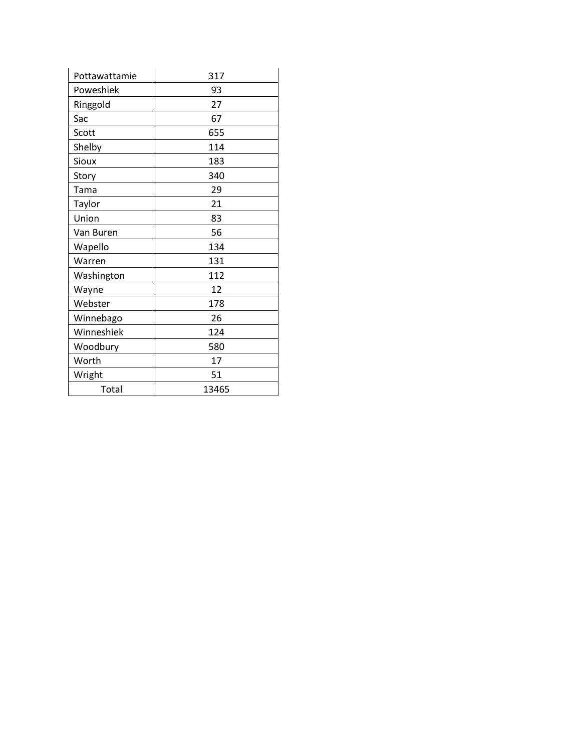| | |
|---|---|
| Pottawattamie | 317 |
| Poweshiek | 93 |
| Ringgold | 27 |
| Sac | 67 |
| Scott | 655 |
| Shelby | 114 |
| Sioux | 183 |
| Story | 340 |
| Tama | 29 |
| Taylor | 21 |
| Union | 83 |
| Van Buren | 56 |
| Wapello | 134 |
| Warren | 131 |
| Washington | 112 |
| Wayne | 12 |
| Webster | 178 |
| Winnebago | 26 |
| Winneshiek | 124 |
| Woodbury | 580 |
| Worth | 17 |
| Wright | 51 |
| Total | 13465 |